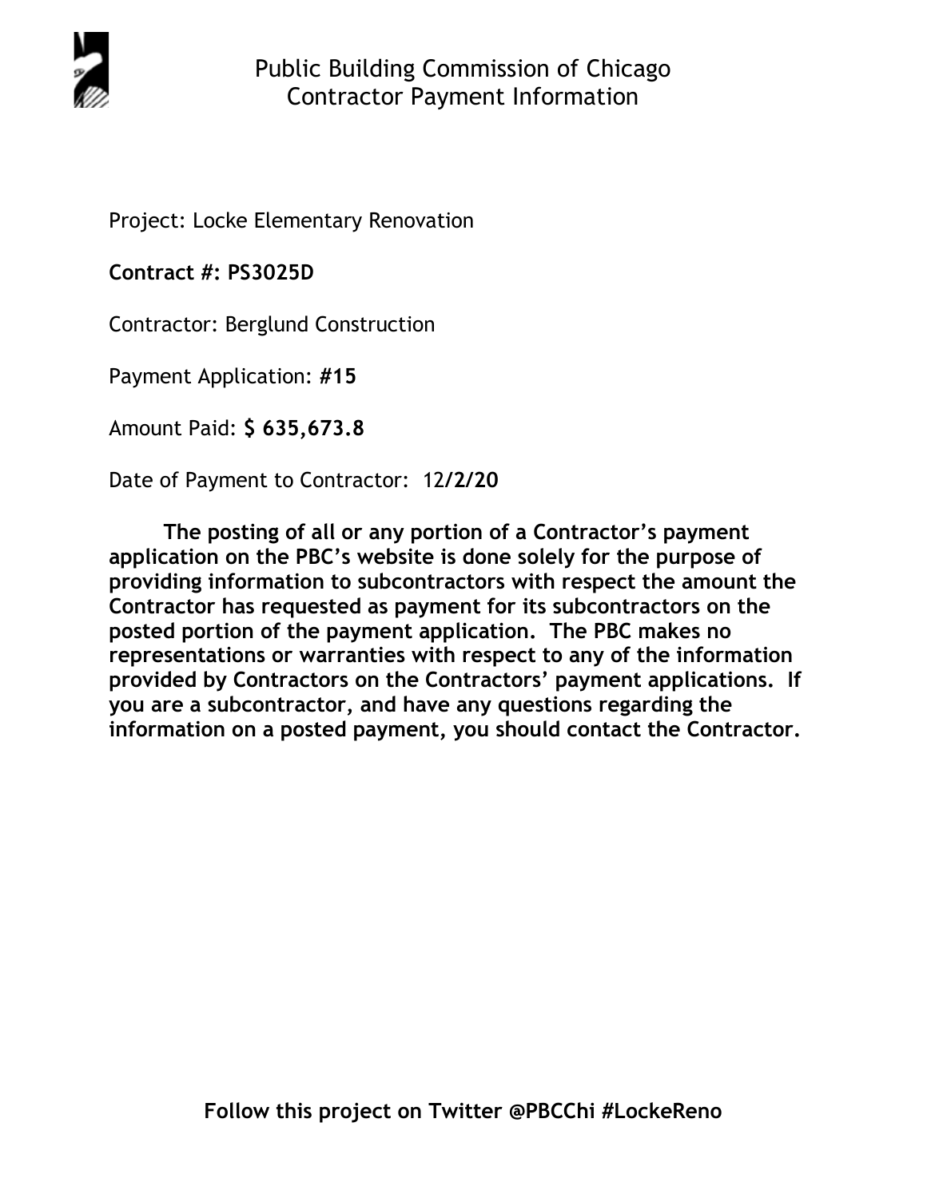# Public Building Commission of Chicago
## Contractor Payment Information

Project: Locke Elementary Renovation

**Contract #: PS3025D**

Contractor: Berglund Construction

Payment Application: **#15**

Amount Paid: **$ 635,673.8**

Date of Payment to Contractor: 12/**2/20**

**The posting of all or any portion of a Contractor's payment application on the PBC's website is done solely for the purpose of providing information to subcontractors with respect the amount the Contractor has requested as payment for its subcontractors on the posted portion of the payment application. The PBC makes no representations or warranties with respect to any of the information provided by Contractors on the Contractors' payment applications. If you are a subcontractor, and have any questions regarding the information on a posted payment, you should contact the Contractor.**

**Follow this project on Twitter @PBCChi #LockeReno**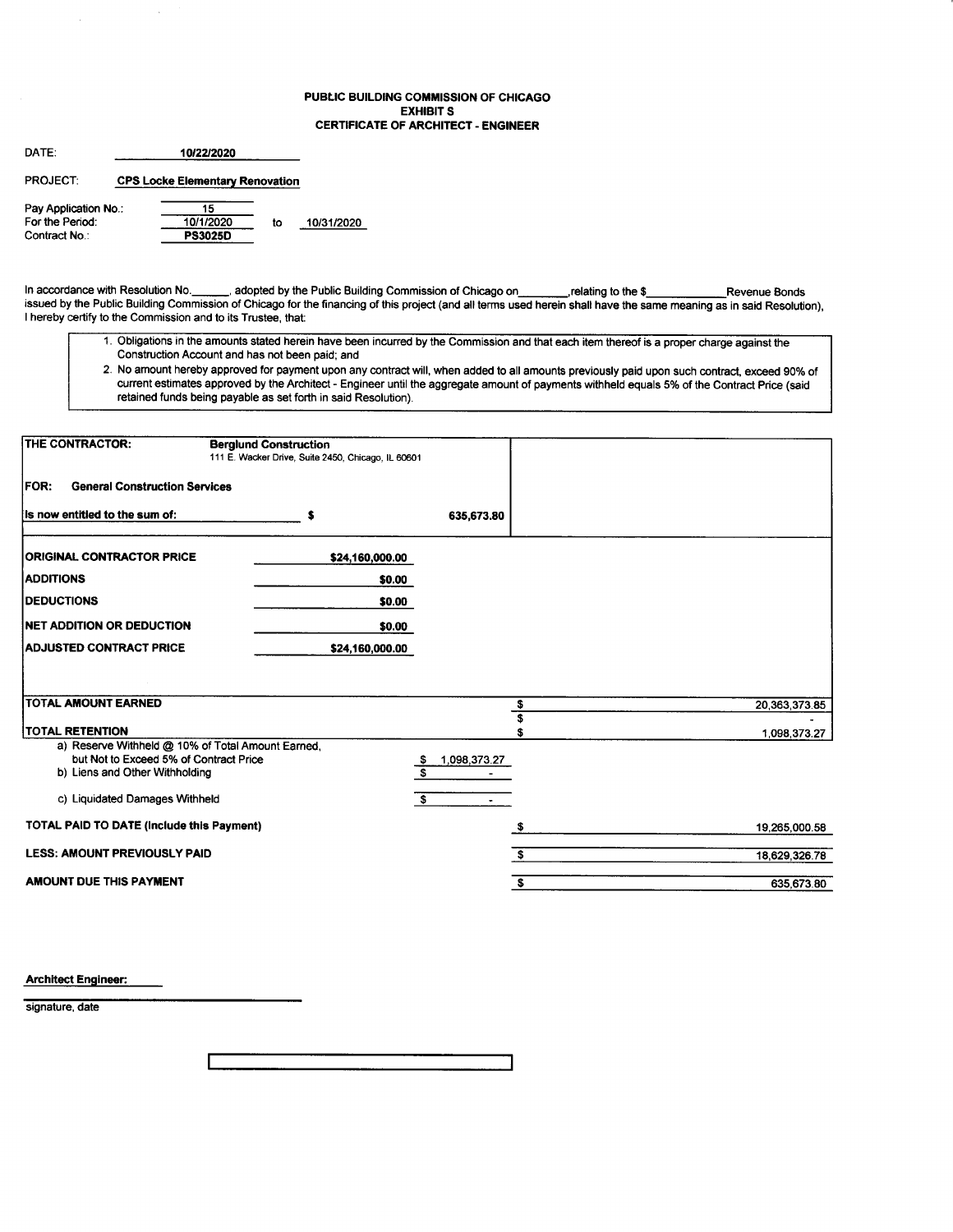**PUBLIC BUILDING COMMISSION OF CHICAGO**
**EXHIBIT S**
**CERTIFICATE OF ARCHITECT - ENGINEER**

DATE: **10/22/2020**

PROJECT: **CPS Locke Elementary Renovation**

Pay Application No.: 15
For the Period: 10/1/2020 to 10/31/2020
Contract No.: **PS3025D**

In accordance with Resolution No.______, adopted by the Public Building Commission of Chicago on________,relating to the $____________Revenue Bonds issued by the Public Building Commission of Chicago for the financing of this project (and all terms used herein shall have the same meaning as in said Resolution), I hereby certify to the Commission and to its Trustee, that:

1. Obligations in the amounts stated herein have been incurred by the Commission and that each item thereof is a proper charge against the Construction Account and has not been paid; and
2. No amount hereby approved for payment upon any contract will, when added to all amounts previously paid upon such contract, exceed 90% of current estimates approved by the Architect - Engineer until the aggregate amount of payments withheld equals 5% of the Contract Price (said retained funds being payable as set forth in said Resolution).

**THE CONTRACTOR:** **Berglund Construction**
111 E. Wacker Drive, Suite 2450, Chicago, IL 60601

**FOR: General Construction Services**

**Is now entitled to the sum of:** **$ 635,673.80**

| | |
|---|---|
| **ORIGINAL CONTRACTOR PRICE** | **$24,160,000.00** |
| **ADDITIONS** | **$0.00** |
| **DEDUCTIONS** | **$0.00** |
| **NET ADDITION OR DEDUCTION** | **$0.00** |
| **ADJUSTED CONTRACT PRICE** | **$24,160,000.00** |

| | | |
|---|---|---|
| **TOTAL AMOUNT EARNED** | | $ 20,363,373.85 |
| | | $ - |
| **TOTAL RETENTION** | | $ 1,098,373.27 |
| a) Reserve Withheld @ 10% of Total Amount Earned, but Not to Exceed 5% of Contract Price | $ 1,098,373.27 | |
| b) Liens and Other Withholding | $ - | |
| c) Liquidated Damages Withheld | $ - | |
| **TOTAL PAID TO DATE (Include this Payment)** | | $ 19,265,000.58 |
| **LESS: AMOUNT PREVIOUSLY PAID** | | $ 18,629,326.78 |
| **AMOUNT DUE THIS PAYMENT** | | $ 635,673.80 |

**Architect Engineer:**

_______________________________
signature, date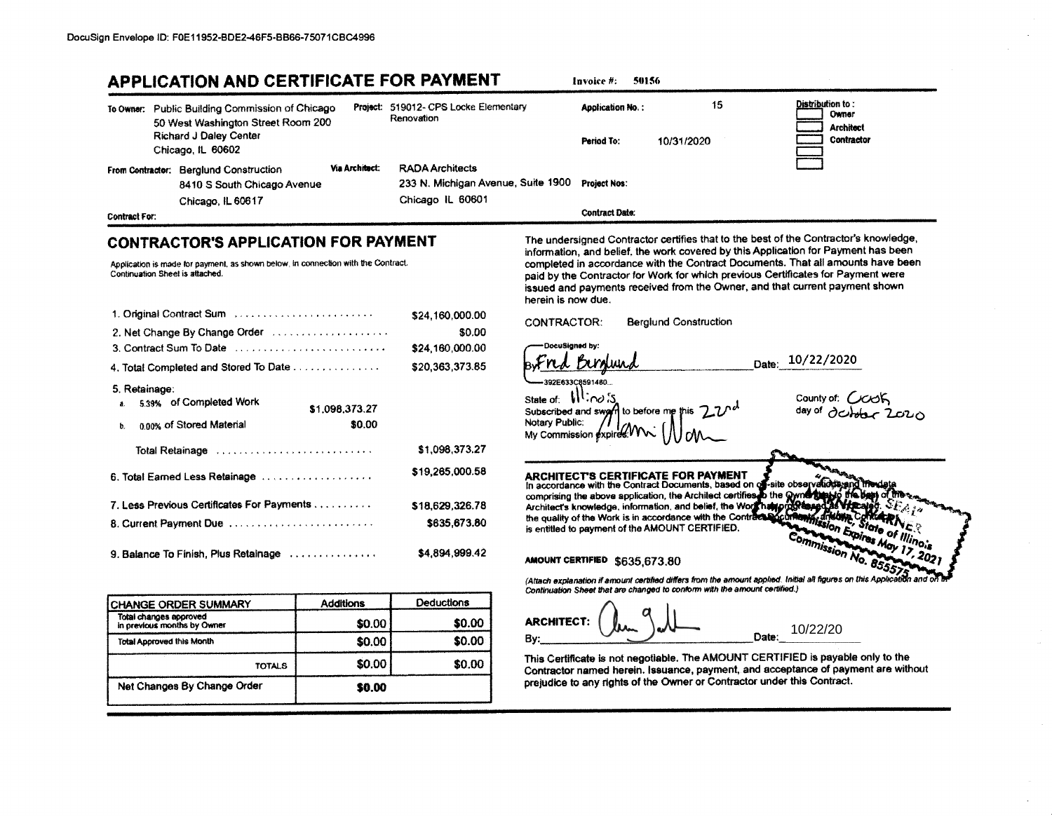DocuSign Envelope ID: F0E11952-BDE2-46F5-BB66-75071CBC4996

# APPLICATION AND CERTIFICATE FOR PAYMENT

**Invoice #:** 50156

**To Owner:** Public Building Commission of Chicago
50 West Washington Street Room 200
Richard J Daley Center
Chicago, IL 60602

**Project:** 519012- CPS Locke Elementary Renovation

**Application No.:** 15

**Period To:** 10/31/2020

**Distribution to:**
- Owner
- Architect
- Contractor

**From Contractor:** Berglund Construction
8410 S South Chicago Avenue
Chicago, IL 60617

**Via Architect:** RADA Architects
233 N. Michigan Avenue, Suite 1900
Chicago IL 60601

**Project Nos:**

**Contract Date:**

**Contract For:**

## CONTRACTOR'S APPLICATION FOR PAYMENT

Application is made for payment, as shown below, in connection with the Contract. Continuation Sheet is attached.

| | | |
|---|---|---|
| 1. Original Contract Sum | | $24,160,000.00 |
| 2. Net Change By Change Order | | $0.00 |
| 3. Contract Sum To Date | | $24,160,000.00 |
| 4. Total Completed and Stored To Date | | $20,363,373.85 |
| 5. Retainage: | | |
| a. 5.39% of Completed Work | $1,098,373.27 | |
| b. 0.00% of Stored Material | $0.00 | |
| Total Retainage | | $1,098,373.27 |
| 6. Total Earned Less Retainage | | $19,265,000.58 |
| 7. Less Previous Certificates For Payments | | $18,629,326.78 |
| 8. Current Payment Due | | $635,673.80 |
| 9. Balance To Finish, Plus Retainage | | $4,894,999.42 |

| CHANGE ORDER SUMMARY | Additions | Deductions |
|---|---|---|
| Total changes approved in previous months by Owner | $0.00 | $0.00 |
| Total Approved this Month | $0.00 | $0.00 |
| TOTALS | $0.00 | $0.00 |
| Net Changes By Change Order | $0.00 | |

The undersigned Contractor certifies that to the best of the Contractor's knowledge, information, and belief, the work covered by this Application for Payment has been completed in accordance with the Contract Documents. That all amounts have been paid by the Contractor for Work for which previous Certificates for Payment were issued and payments received from the Owner, and that current payment shown herein is now due.

CONTRACTOR: Berglund Construction

DocuSigned by:
By: Fred Berglund
392E633C8591480...

Date: 10/22/2020

State of: Illinois
County of: Cook
Subscribed and sworn to before me this 22nd day of October 2020
Notary Public:
My Commission expires:

(Seal: Notary Public, State of Illinois, My Commission Expires May 17, 2021, Commission No. 855575)

## ARCHITECT'S CERTIFICATE FOR PAYMENT

In accordance with the Contract Documents, based on on-site observations and the data comprising the above application, the Architect certifies to the Owner that to the best of the Architect's knowledge, information, and belief, the Work has progressed as indicated, the quality of the Work is in accordance with the Contract Documents, and the Contractor is entitled to payment of the AMOUNT CERTIFIED.

**AMOUNT CERTIFIED** $635,673.80

*(Attach explanation if amount certified differs from the amount applied. Initial all figures on this Application and on the Continuation Sheet that are changed to conform with the amount certified.)*

**ARCHITECT:**

By: _______________ Date: 10/22/20

This Certificate is not negotiable. The AMOUNT CERTIFIED is payable only to the Contractor named herein. Issuance, payment, and acceptance of payment are without prejudice to any rights of the Owner or Contractor under this Contract.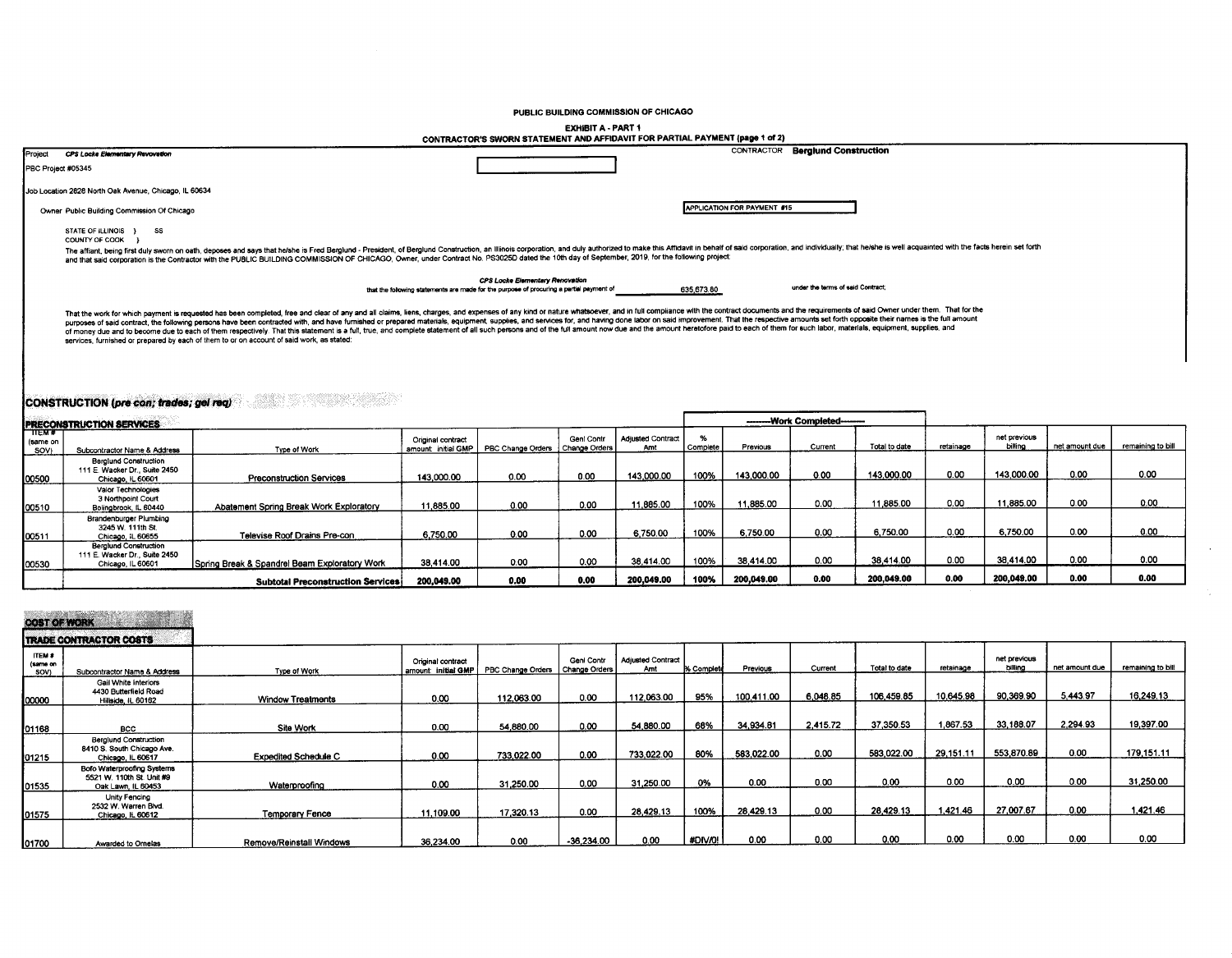# PUBLIC BUILDING COMMISSION OF CHICAGO

## EXHIBIT A - PART 1

## CONTRACTOR'S SWORN STATEMENT AND AFFIDAVIT FOR PARTIAL PAYMENT (page 1 of 2)

Project *CPS Locke Elementary Renovation*

CONTRACTOR **Berglund Construction**

PBC Project #05345

Job Location 2828 North Oak Avenue, Chicago, IL 60634

Owner Public Building Commission Of Chicago

APPLICATION FOR PAYMENT #15

STATE OF ILLINOIS } SS
COUNTY OF COOK }

The affiant, being first duly sworn on oath, deposes and says that he/she is Fred Berglund - President, of Berglund Construction, an Illinois corporation, and duly authorized to make this Affidavit in behalf of said corporation, and individually; that he/she is well acquainted with the facts herein set forth and that said corporation is the Contractor with the PUBLIC BUILDING COMMISSION OF CHICAGO, Owner, under Contract No. PS3025D dated the 10th day of September, 2019, for the following project:

*CPS Locke Elementary Renovation*

that the following statements are made for the purpose of procuring a partial payment of 635,673.80 under the terms of said Contract;

That the work for which payment is requested has been completed, free and clear of any and all claims, liens, charges, and expenses of any kind or nature whatsoever, and in full compliance with the contract documents and the requirements of said Owner under them. That for the purposes of said contract, the following persons have been contracted with, and have furnished or prepared materials, equipment, supplies, and services for, and having done labor on said improvement. That the respective amounts set forth opposite their names is the full amount of money due and to become due to each of them respectively. That this statement is a full, true, and complete statement of all such persons and of the full amount now due and the amount heretofore paid to each of them for such labor, materials, equipment, supplies, and services, furnished or prepared by each of them to or on account of said work, as stated:

## CONSTRUCTION (*pre con; trades; gel req*)

### PRECONSTRUCTION SERVICES

| ITEM # (same on SOV) | Subcontractor Name & Address | Type of Work | Original contract amount: initial GMP | PBC Change Orders | Genl Contr Change Orders | Adjusted Contract Amt | % Complete | Work Completed: Previous | Current | Total to date | retainage | net previous billing | net amount due | remaining to bill |
|---|---|---|---|---|---|---|---|---|---|---|---|---|---|---|
| 00500 | Berglund Construction 111 E. Wacker Dr., Suite 2450 Chicago, IL 60601 | Preconstruction Services | 143,000.00 | 0.00 | 0.00 | 143,000.00 | 100% | 143,000.00 | 0.00 | 143,000.00 | 0.00 | 143,000.00 | 0.00 | 0.00 |
| 00510 | Valor Technologies 3 Northpoint Court Bolingbrook, IL 60440 | Abatement Spring Break Work Exploratory | 11,885.00 | 0.00 | 0.00 | 11,885.00 | 100% | 11,885.00 | 0.00 | 11,885.00 | 0.00 | 11,885.00 | 0.00 | 0.00 |
| 00511 | Brandenburger Plumbing 3245 W. 111th St. Chicago, IL 60655 | Televise Roof Drains Pre-con | 6,750.00 | 0.00 | 0.00 | 6,750.00 | 100% | 6,750.00 | 0.00 | 6,750.00 | 0.00 | 6,750.00 | 0.00 | 0.00 |
| 00530 | Berglund Construction 111 E. Wacker Dr., Suite 2450 Chicago, IL 60601 | Spring Break & Spandrel Beam Exploratory Work | 38,414.00 | 0.00 | 0.00 | 38,414.00 | 100% | 38,414.00 | 0.00 | 38,414.00 | 0.00 | 38,414.00 | 0.00 | 0.00 |
| | | **Subtotal Preconstruction Services** | **200,049.00** | **0.00** | **0.00** | **200,049.00** | **100%** | **200,049.00** | **0.00** | **200,049.00** | **0.00** | **200,049.00** | **0.00** | **0.00** |

## COST OF WORK

### TRADE CONTRACTOR COSTS

| ITEM # (same on SOV) | Subcontractor Name & Address | Type of Work | Original contract amount: initial GMP | PBC Change Orders | Genl Contr Change Orders | Adjusted Contract Amt | % Complete | Previous | Current | Total to date | retainage | net previous billing | net amount due | remaining to bill |
|---|---|---|---|---|---|---|---|---|---|---|---|---|---|---|
| 00000 | Gail White Interiors 4430 Butterfield Road Hillside, IL 60162 | Window Treatments | 0.00 | 112,063.00 | 0.00 | 112,063.00 | 95% | 100,411.00 | 6,048.85 | 106,459.85 | 10,645.98 | 90,369.90 | 5,443.97 | 16,249.13 |
| 01168 | BCC | Site Work | 0.00 | 54,880.00 | 0.00 | 54,880.00 | 68% | 34,934.81 | 2,415.72 | 37,350.53 | 1,867.53 | 33,188.07 | 2,294.93 | 19,397.00 |
| 01215 | Berglund Construction 8410 S. South Chicago Ave. Chicago, IL 60617 | Expedited Schedule C | 0.00 | 733,022.00 | 0.00 | 733,022.00 | 80% | 583,022.00 | 0.00 | 583,022.00 | 29,151.11 | 553,870.89 | 0.00 | 179,151.11 |
| 01535 | Bofo Waterproofing Systems 5521 W. 110th St. Unit #9 Oak Lawn, IL 60453 | Waterproofing | 0.00 | 31,250.00 | 0.00 | 31,250.00 | 0% | 0.00 | 0.00 | 0.00 | 0.00 | 0.00 | 0.00 | 31,250.00 |
| 01575 | Unity Fencing 2532 W. Warren Blvd. Chicago, IL 60612 | Temporary Fence | 11,109.00 | 17,320.13 | 0.00 | 28,429.13 | 100% | 28,429.13 | 0.00 | 28,429.13 | 1,421.46 | 27,007.67 | 0.00 | 1,421.46 |
| 01700 | Awarded to Ornelas | Remove/Reinstall Windows | 36,234.00 | 0.00 | -36,234.00 | 0.00 | #DIV/0! | 0.00 | 0.00 | 0.00 | 0.00 | 0.00 | 0.00 | 0.00 |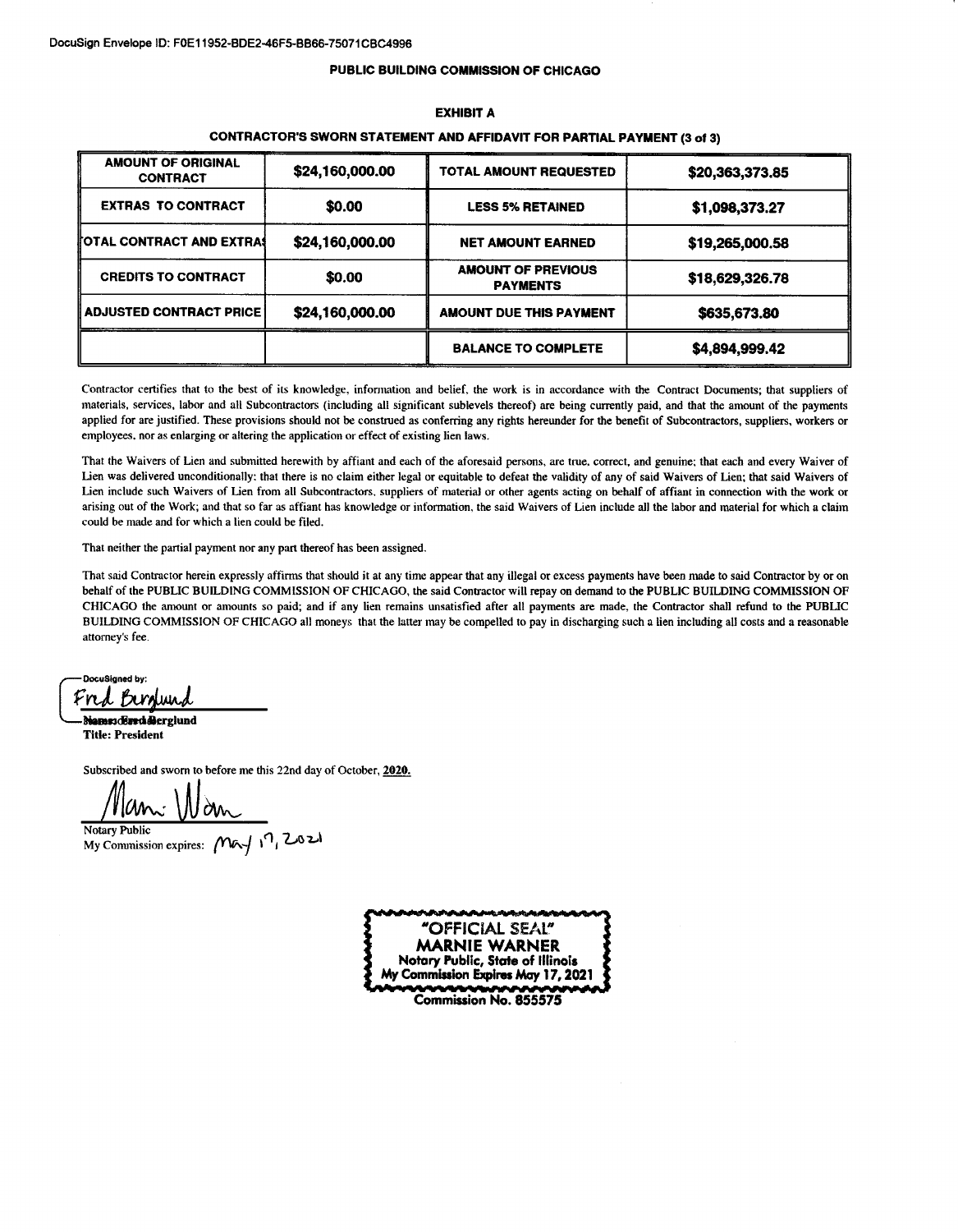DocuSign Envelope ID: F0E11952-BDE2-46F5-BB66-75071CBC4996

**PUBLIC BUILDING COMMISSION OF CHICAGO**

**EXHIBIT A**

**CONTRACTOR'S SWORN STATEMENT AND AFFIDAVIT FOR PARTIAL PAYMENT (3 of 3)**

| | | | |
|---|---|---|---|
| **AMOUNT OF ORIGINAL CONTRACT** | **$24,160,000.00** | **TOTAL AMOUNT REQUESTED** | **$20,363,373.85** |
| **EXTRAS TO CONTRACT** | **$0.00** | **LESS 5% RETAINED** | **$1,098,373.27** |
| **TOTAL CONTRACT AND EXTRAS** | **$24,160,000.00** | **NET AMOUNT EARNED** | **$19,265,000.58** |
| **CREDITS TO CONTRACT** | **$0.00** | **AMOUNT OF PREVIOUS PAYMENTS** | **$18,629,326.78** |
| **ADJUSTED CONTRACT PRICE** | **$24,160,000.00** | **AMOUNT DUE THIS PAYMENT** | **$635,673.80** |
| | | **BALANCE TO COMPLETE** | **$4,894,999.42** |

Contractor certifies that to the best of its knowledge, information and belief, the work is in accordance with the Contract Documents; that suppliers of materials, services, labor and all Subcontractors (including all significant sublevels thereof) are being currently paid, and that the amount of the payments applied for are justified. These provisions should not be construed as conferring any rights hereunder for the benefit of Subcontractors, suppliers, workers or employees, nor as enlarging or altering the application or effect of existing lien laws.

That the Waivers of Lien and submitted herewith by affiant and each of the aforesaid persons, are true, correct, and genuine; that each and every Waiver of Lien was delivered unconditionally; that there is no claim either legal or equitable to defeat the validity of any of said Waivers of Lien; that said Waivers of Lien include such Waivers of Lien from all Subcontractors, suppliers of material or other agents acting on behalf of affiant in connection with the work or arising out of the Work; and that so far as affiant has knowledge or information, the said Waivers of Lien include all the labor and material for which a claim could be made and for which a lien could be filed.

That neither the partial payment nor any part thereof has been assigned.

That said Contractor herein expressly affirms that should it at any time appear that any illegal or excess payments have been made to said Contractor by or on behalf of the PUBLIC BUILDING COMMISSION OF CHICAGO, the said Contractor will repay on demand to the PUBLIC BUILDING COMMISSION OF CHICAGO the amount or amounts so paid; and if any lien remains unsatisfied after all payments are made, the Contractor shall refund to the PUBLIC BUILDING COMMISSION OF CHICAGO all moneys that the latter may be compelled to pay in discharging such a lien including all costs and a reasonable attorney's fee.

DocuSigned by:
Fred Berglund

**Name: Fred Berglund**
**Title: President**

Subscribed and sworn to before me this 22nd day of October, **2020.**

Marni Warner

Notary Public
My Commission expires: May 17, 2021

"OFFICIAL SEAL"
MARNIE WARNER
Notary Public, State of Illinois
My Commission Expires May 17, 2021
Commission No. 855575